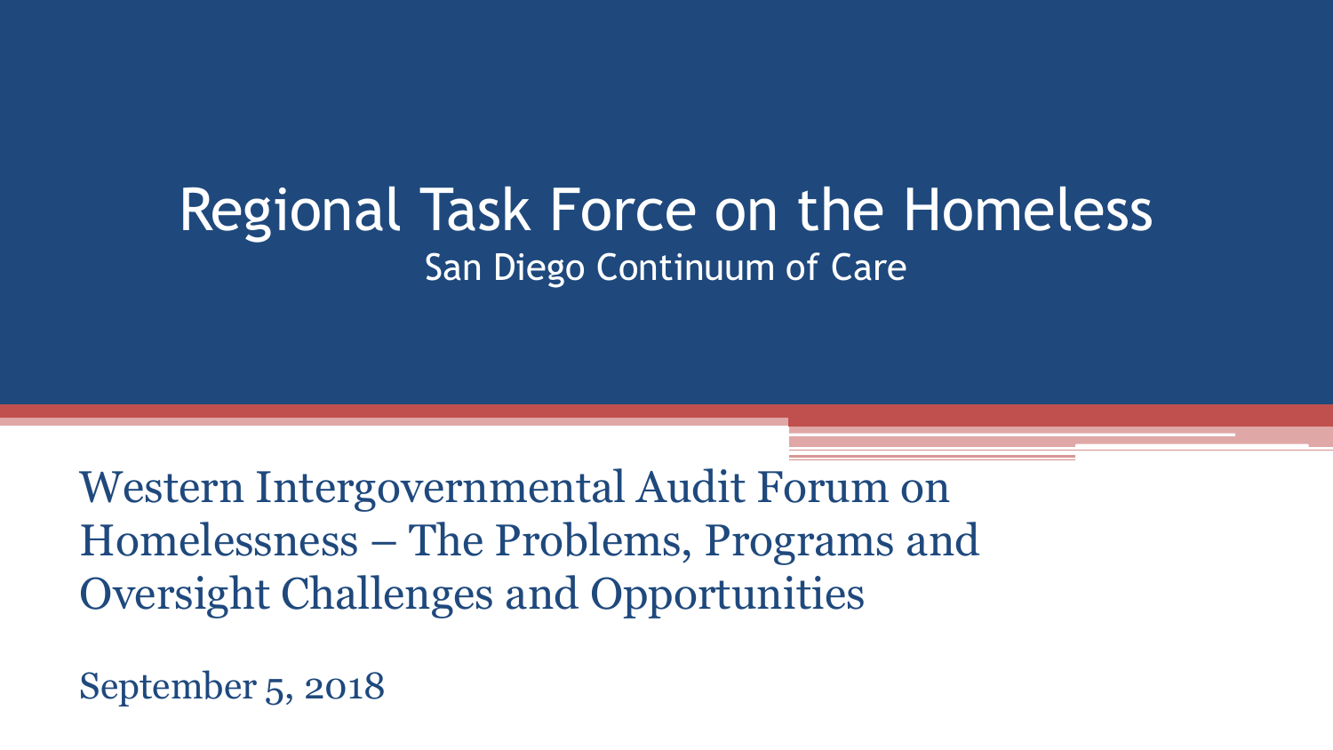# Regional Task Force on the Homeless

## San Diego Continuum of Care

Western Intergovernmental Audit Forum on Homelessness – The Problems, Programs and Oversight Challenges and Opportunities

September 5, 2018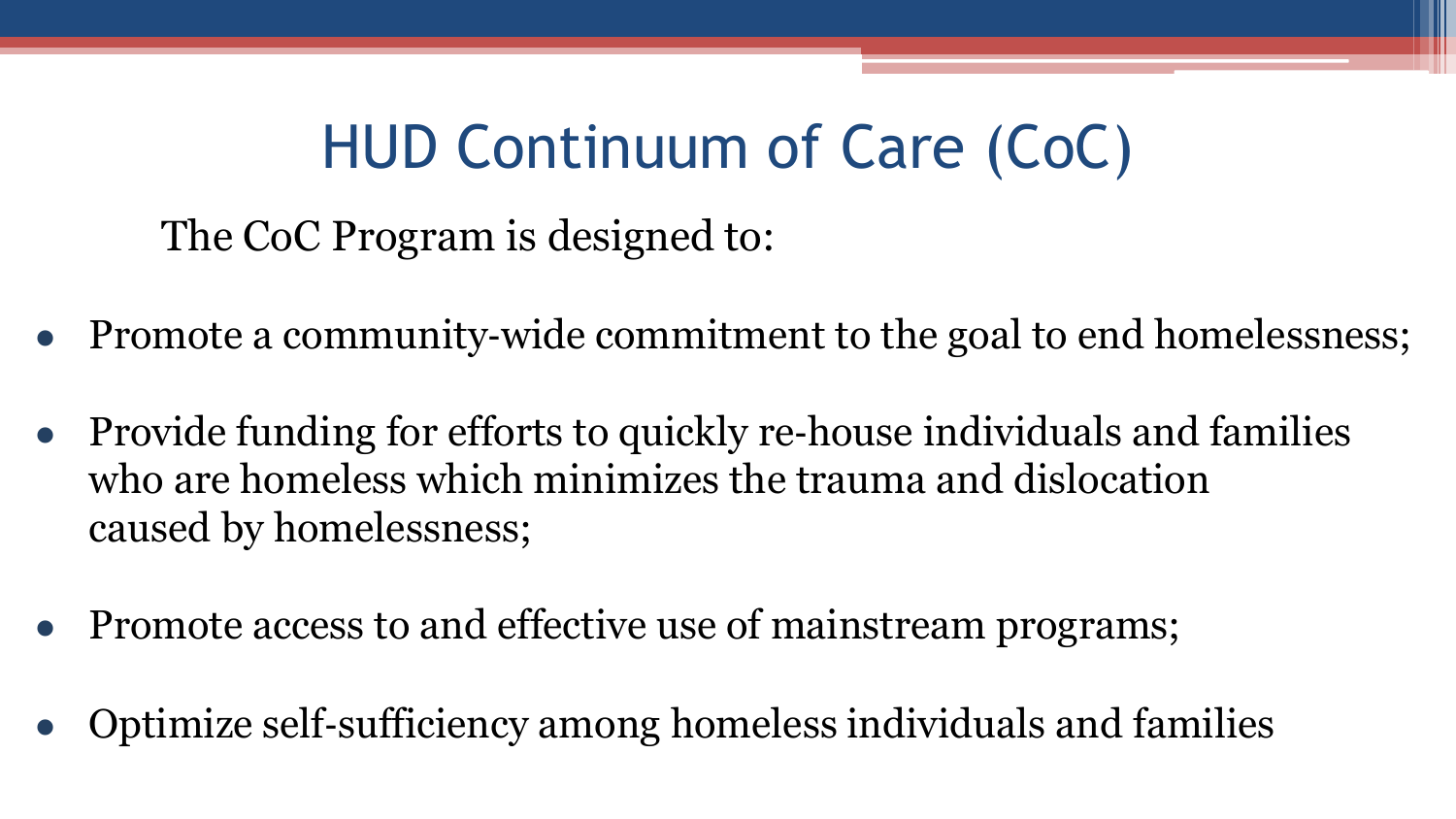# HUD Continuum of Care (CoC)

The CoC Program is designed to:

- Promote a community-wide commitment to the goal to end homelessness;
- Provide funding for efforts to quickly re-house individuals and families who are homeless which minimizes the trauma and dislocation caused by homelessness;
- Promote access to and effective use of mainstream programs;
- Optimize self-sufficiency among homeless individuals and families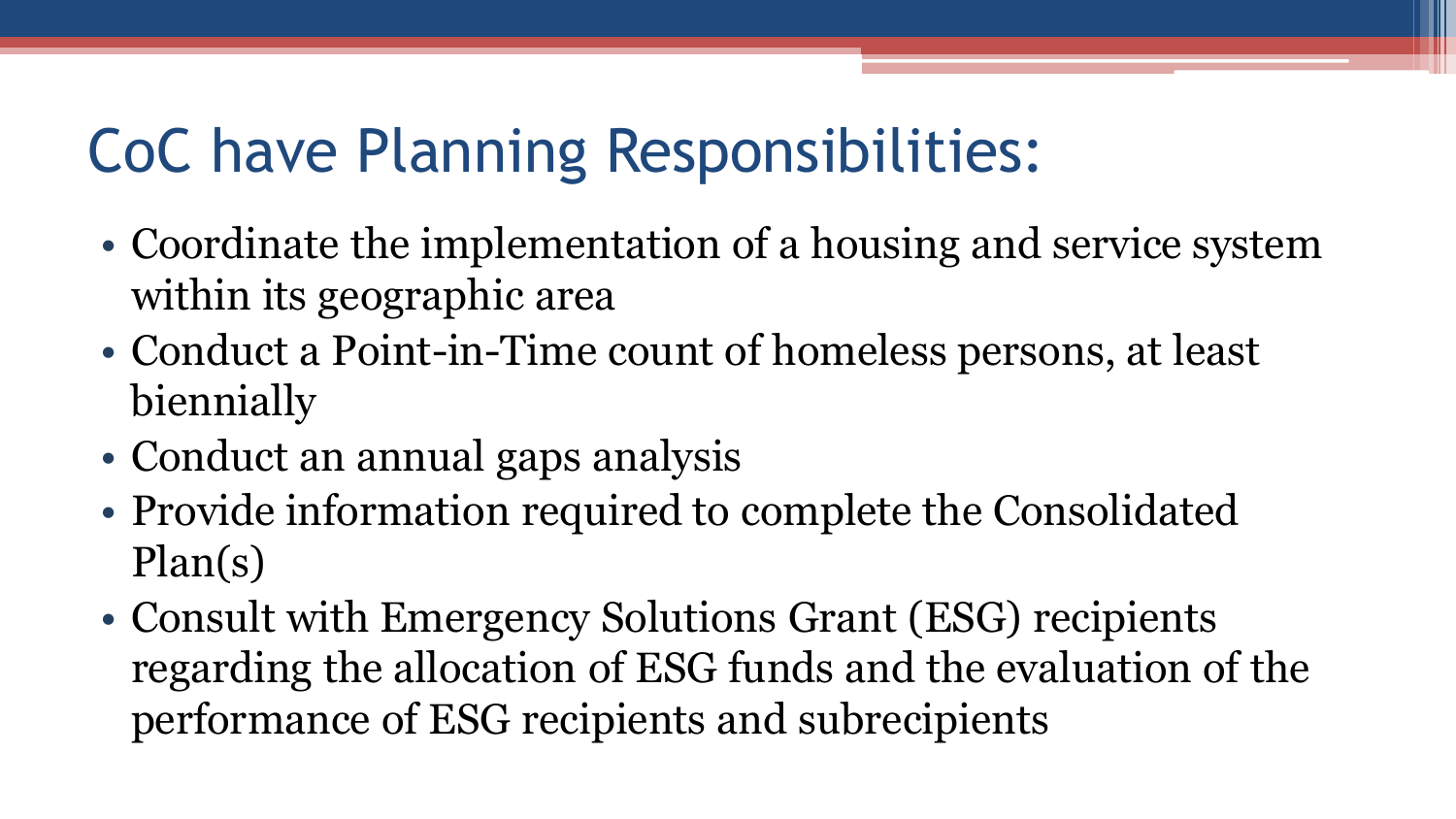# CoC have Planning Responsibilities:

- Coordinate the implementation of a housing and service system within its geographic area
- Conduct a Point-in-Time count of homeless persons, at least biennially
- Conduct an annual gaps analysis
- Provide information required to complete the Consolidated Plan(s)
- Consult with Emergency Solutions Grant (ESG) recipients regarding the allocation of ESG funds and the evaluation of the performance of ESG recipients and subrecipients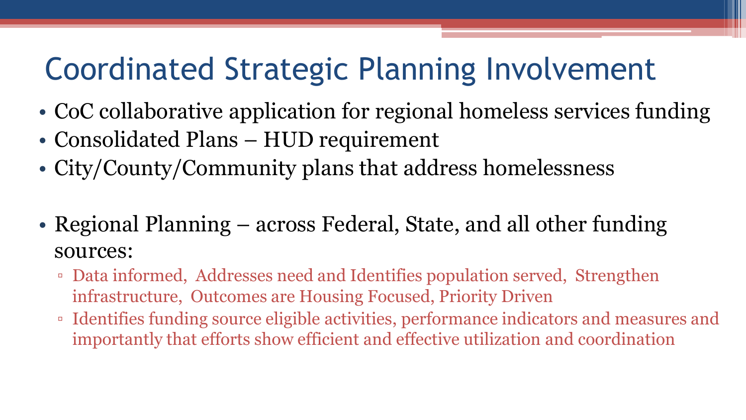# Coordinated Strategic Planning Involvement

- CoC collaborative application for regional homeless services funding
- Consolidated Plans – HUD requirement
- City/County/Community plans that address homelessness

- Regional Planning – across Federal, State, and all other funding sources:
  - Data informed, Addresses need and Identifies population served, Strengthen infrastructure, Outcomes are Housing Focused, Priority Driven
  - Identifies funding source eligible activities, performance indicators and measures and importantly that efforts show efficient and effective utilization and coordination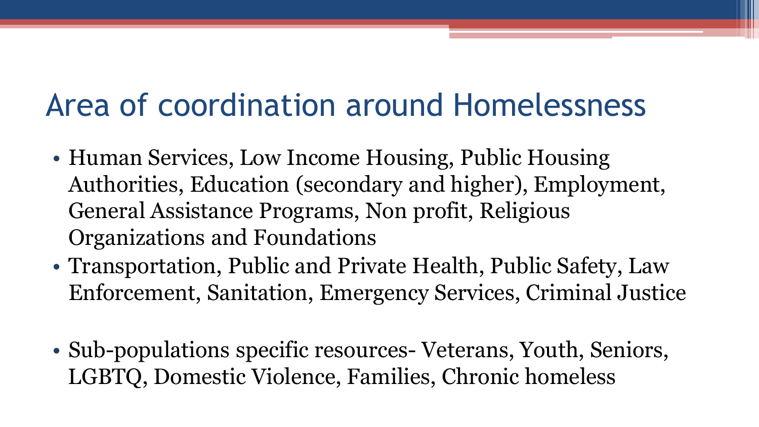# Area of coordination around Homelessness

- Human Services, Low Income Housing, Public Housing Authorities, Education (secondary and higher), Employment, General Assistance Programs, Non profit, Religious Organizations and Foundations
- Transportation, Public and Private Health, Public Safety, Law Enforcement, Sanitation, Emergency Services, Criminal Justice
- Sub-populations specific resources- Veterans, Youth, Seniors, LGBTQ, Domestic Violence, Families, Chronic homeless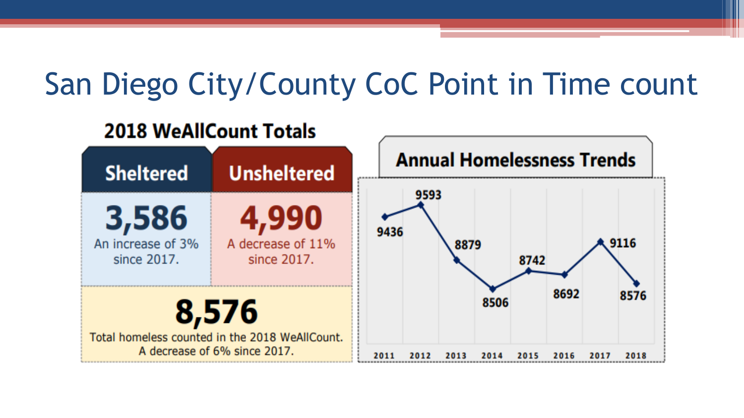# San Diego City/County CoC Point in Time count

## 2018 WeAllCount Totals

| Sheltered | Unsheltered |
|---|---|
| **3,586** An increase of 3% since 2017. | **4,990** A decrease of 11% since 2017. |

**8,576**
Total homeless counted in the 2018 WeAllCount.
A decrease of 6% since 2017.

## Annual Homelessness Trends

| Year | 2011 | 2012 | 2013 | 2014 | 2015 | 2016 | 2017 | 2018 |
|---|---|---|---|---|---|---|---|---|
| Count | 9436 | 9593 | 8879 | 8506 | 8742 | 8692 | 9116 | 8576 |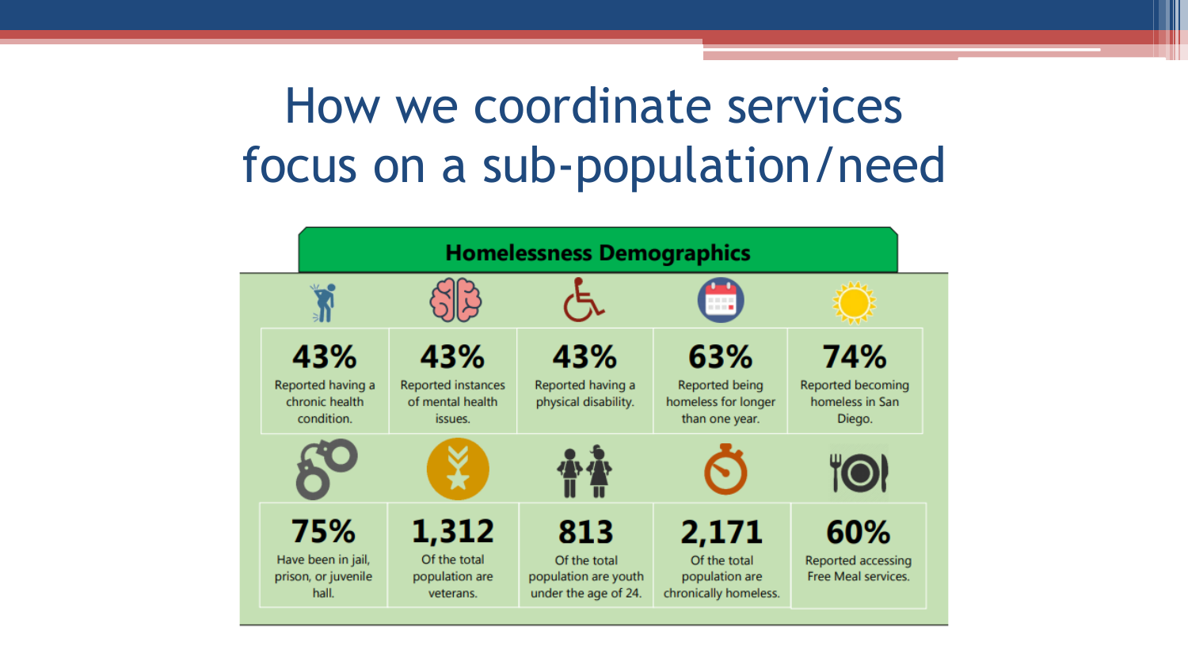# How we coordinate services focus on a sub-population/need

## Homelessness Demographics

| | | | | |
|---|---|---|---|---|
| **43%** Reported having a chronic health condition. | **43%** Reported instances of mental health issues. | **43%** Reported having a physical disability. | **63%** Reported being homeless for longer than one year. | **74%** Reported becoming homeless in San Diego. |
| **75%** Have been in jail, prison, or juvenile hall. | **1,312** Of the total population are veterans. | **813** Of the total population are youth under the age of 24. | **2,171** Of the total population are chronically homeless. | **60%** Reported accessing Free Meal services. |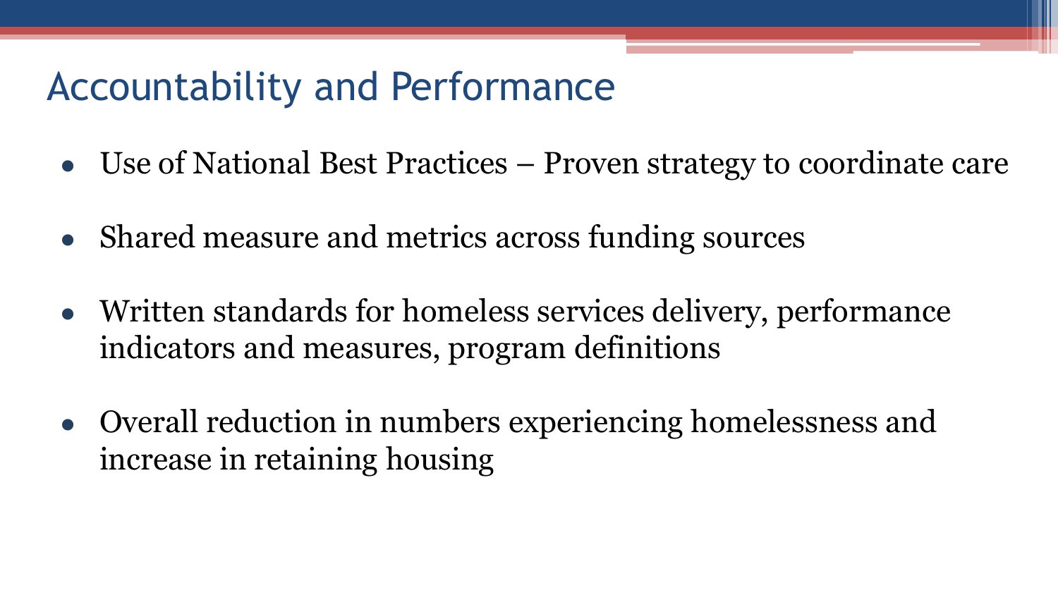# Accountability and Performance

- Use of National Best Practices – Proven strategy to coordinate care
- Shared measure and metrics across funding sources
- Written standards for homeless services delivery, performance indicators and measures, program definitions
- Overall reduction in numbers experiencing homelessness and increase in retaining housing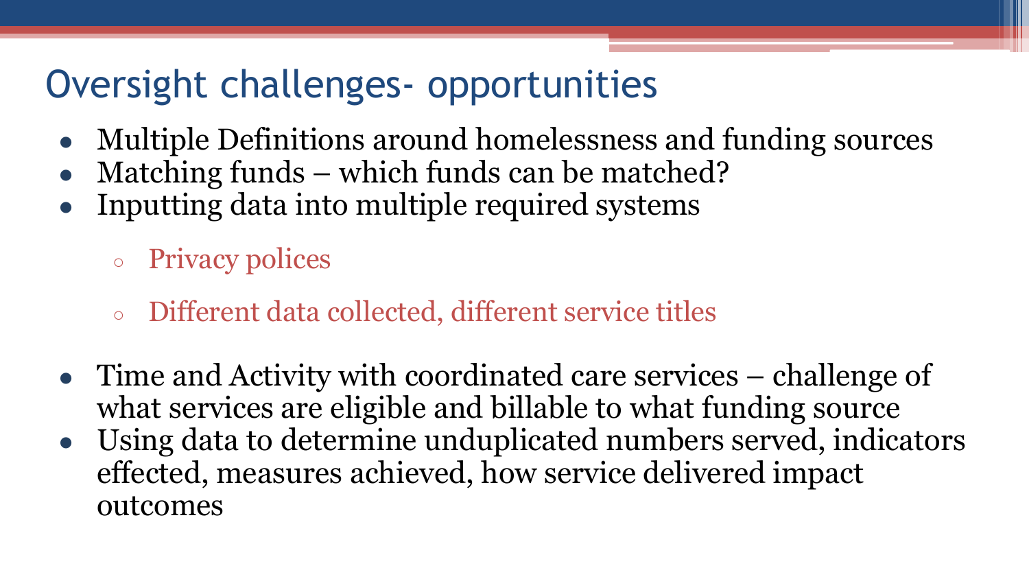# Oversight challenges- opportunities

- Multiple Definitions around homelessness and funding sources
- Matching funds – which funds can be matched?
- Inputting data into multiple required systems
  - Privacy polices
  - Different data collected, different service titles
- Time and Activity with coordinated care services – challenge of what services are eligible and billable to what funding source
- Using data to determine unduplicated numbers served, indicators effected, measures achieved, how service delivered impact outcomes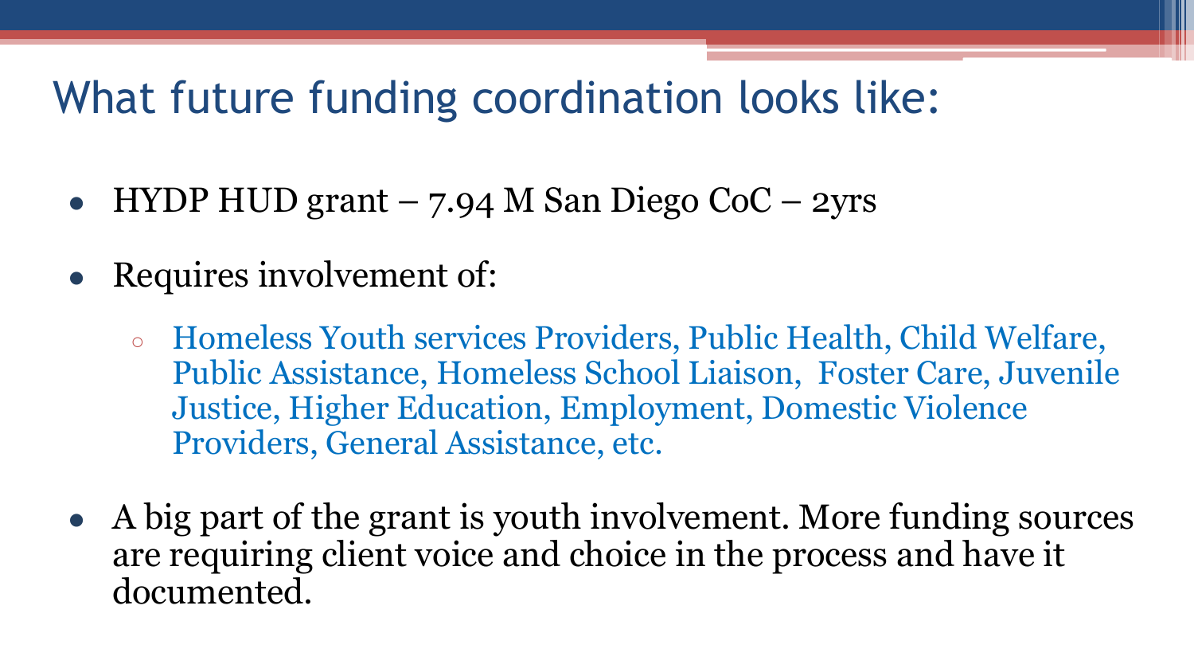# What future funding coordination looks like:

- HYDP HUD grant – 7.94 M San Diego CoC – 2yrs
- Requires involvement of:
  - Homeless Youth services Providers, Public Health, Child Welfare, Public Assistance, Homeless School Liaison, Foster Care, Juvenile Justice, Higher Education, Employment, Domestic Violence Providers, General Assistance, etc.
- A big part of the grant is youth involvement. More funding sources are requiring client voice and choice in the process and have it documented.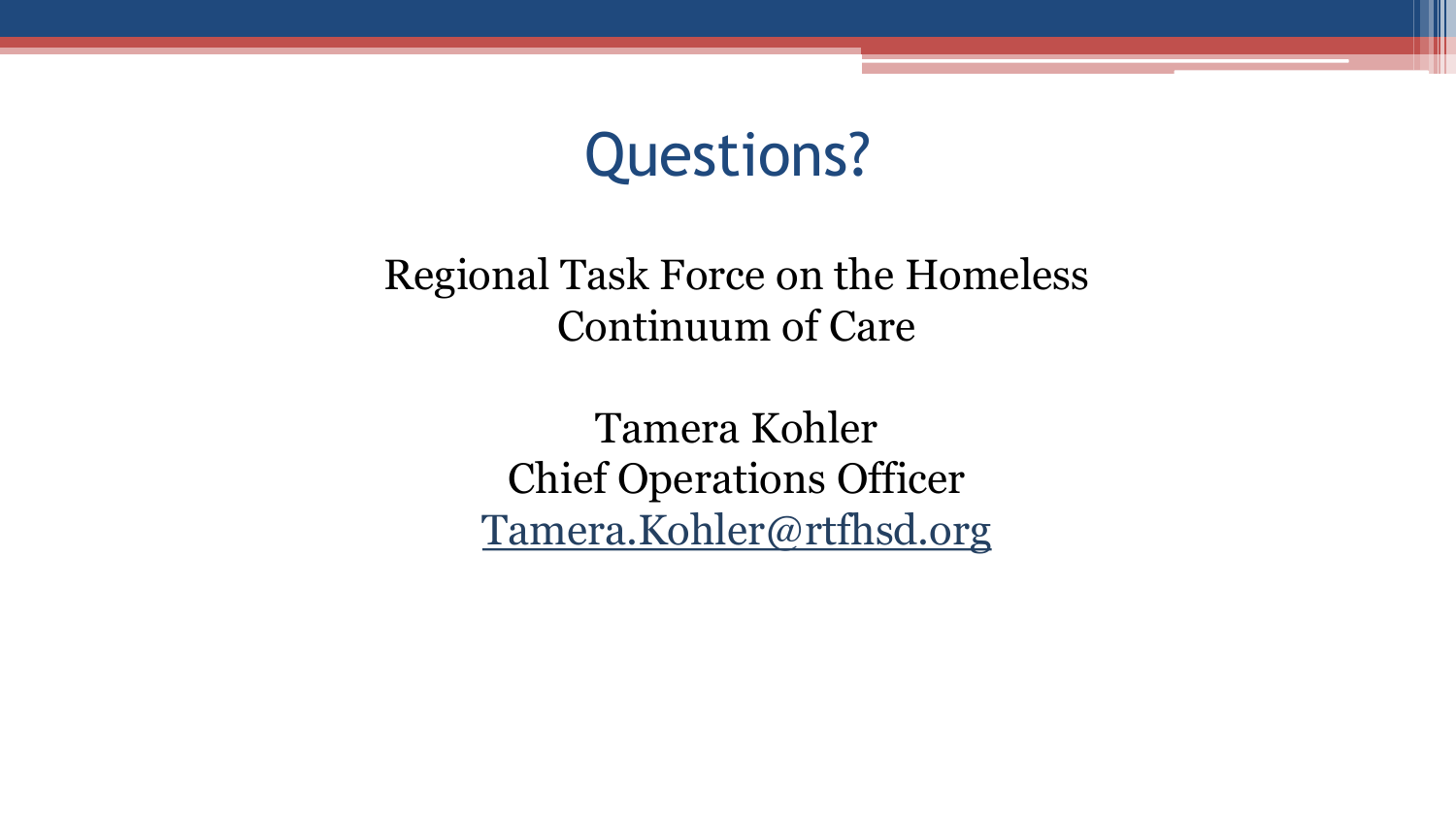# Questions?

Regional Task Force on the Homeless
Continuum of Care

Tamera Kohler
Chief Operations Officer
Tamera.Kohler@rtfhsd.org